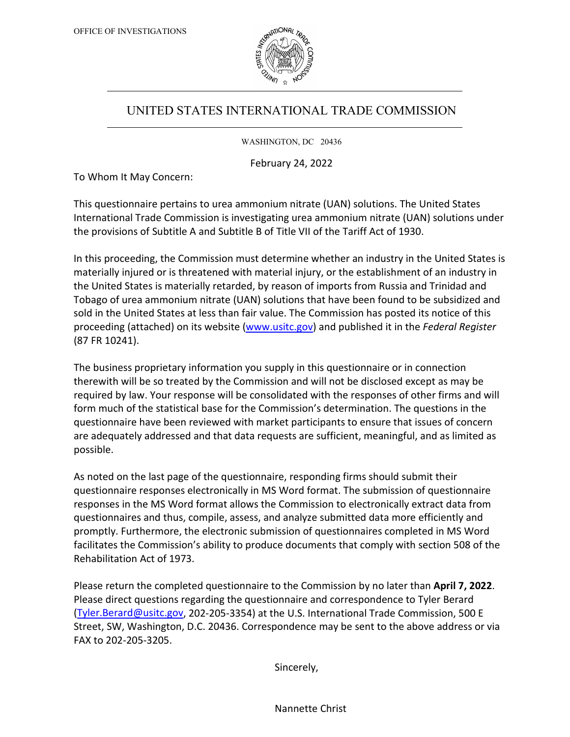OFFICE OF INVESTIGATIONS

# UNITED STATES INTERNATIONAL TRADE COMMISSION

WASHINGTON, DC 20436

February 24, 2022

To Whom It May Concern:

This questionnaire pertains to urea ammonium nitrate (UAN) solutions. The United States International Trade Commission is investigating urea ammonium nitrate (UAN) solutions under the provisions of Subtitle A and Subtitle B of Title VII of the Tariff Act of 1930.

In this proceeding, the Commission must determine whether an industry in the United States is materially injured or is threatened with material injury, or the establishment of an industry in the United States is materially retarded, by reason of imports from Russia and Trinidad and Tobago of urea ammonium nitrate (UAN) solutions that have been found to be subsidized and sold in the United States at less than fair value. The Commission has posted its notice of this proceeding (attached) on its website (www.usitc.gov) and published it in the *Federal Register* (87 FR 10241).

The business proprietary information you supply in this questionnaire or in connection therewith will be so treated by the Commission and will not be disclosed except as may be required by law. Your response will be consolidated with the responses of other firms and will form much of the statistical base for the Commission's determination. The questions in the questionnaire have been reviewed with market participants to ensure that issues of concern are adequately addressed and that data requests are sufficient, meaningful, and as limited as possible.

As noted on the last page of the questionnaire, responding firms should submit their questionnaire responses electronically in MS Word format. The submission of questionnaire responses in the MS Word format allows the Commission to electronically extract data from questionnaires and thus, compile, assess, and analyze submitted data more efficiently and promptly. Furthermore, the electronic submission of questionnaires completed in MS Word facilitates the Commission's ability to produce documents that comply with section 508 of the Rehabilitation Act of 1973.

Please return the completed questionnaire to the Commission by no later than **April 7, 2022**. Please direct questions regarding the questionnaire and correspondence to Tyler Berard (Tyler.Berard@usitc.gov, 202-205-3354) at the U.S. International Trade Commission, 500 E Street, SW, Washington, D.C. 20436. Correspondence may be sent to the above address or via FAX to 202-205-3205.

Sincerely,

Nannette Christ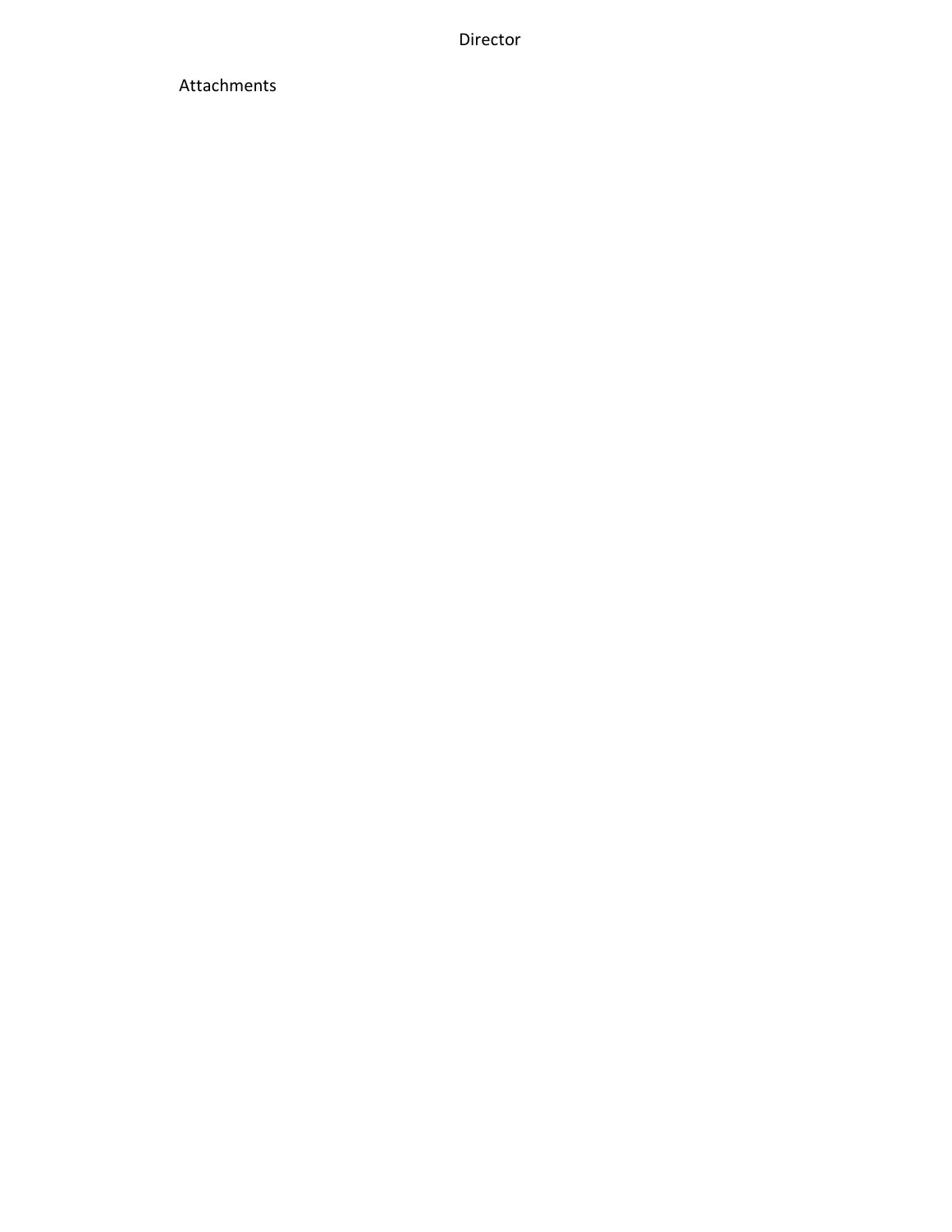Director

Attachments